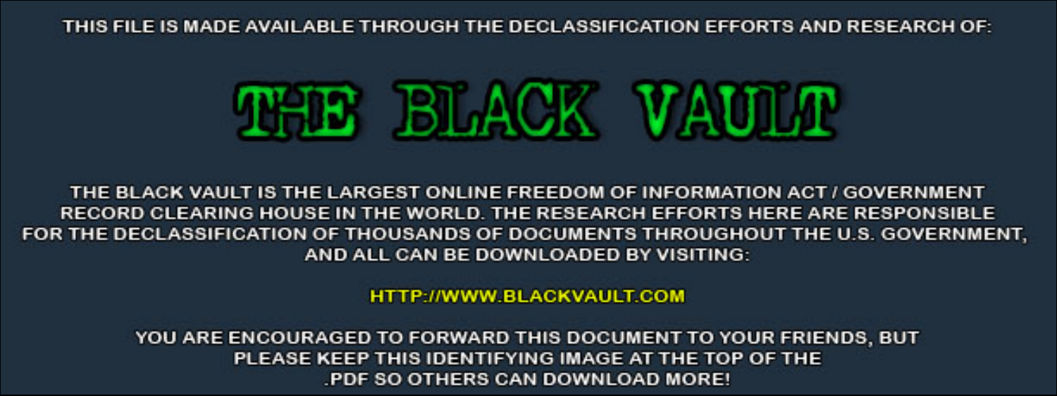THIS FILE IS MADE AVAILABLE THROUGH THE DECLASSIFICATION EFFORTS AND RESEARCH OF:

# THE BLACK VAULT

THE BLACK VAULT IS THE LARGEST ONLINE FREEDOM OF INFORMATION ACT / GOVERNMENT RECORD CLEARING HOUSE IN THE WORLD. THE RESEARCH EFFORTS HERE ARE RESPONSIBLE FOR THE DECLASSIFICATION OF THOUSANDS OF DOCUMENTS THROUGHOUT THE U.S. GOVERNMENT, AND ALL CAN BE DOWNLOADED BY VISITING:

HTTP://WWW.BLACKVAULT.COM

YOU ARE ENCOURAGED TO FORWARD THIS DOCUMENT TO YOUR FRIENDS, BUT PLEASE KEEP THIS IDENTIFYING IMAGE AT THE TOP OF THE .PDF SO OTHERS CAN DOWNLOAD MORE!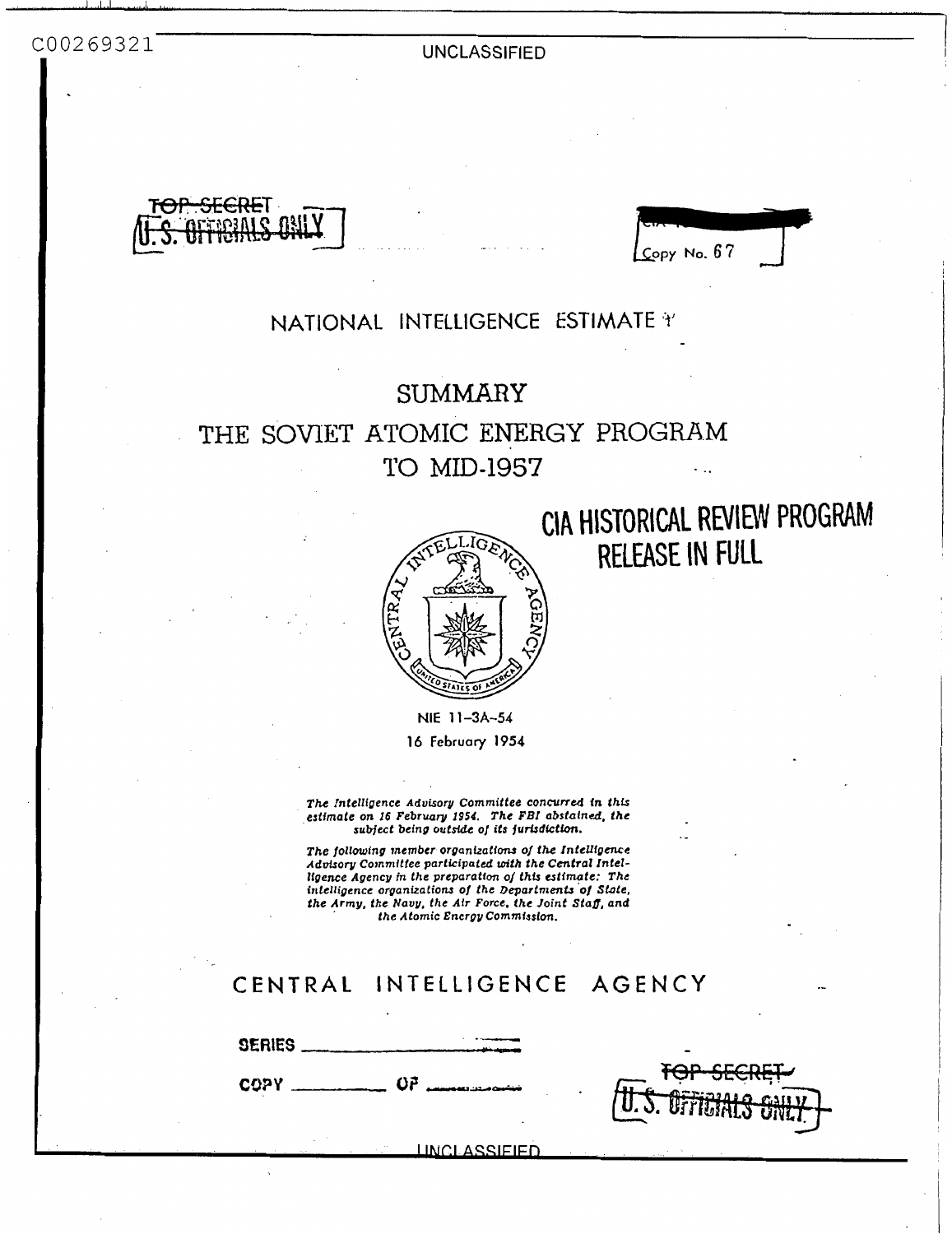C00269321

UNCLASSIFIED

~~TOP SECRET~~
U.S. OFFICIALS ONLY

Copy No. 67

NATIONAL INTELLIGENCE ESTIMATE

# SUMMARY

# THE SOVIET ATOMIC ENERGY PROGRAM TO MID-1957

CIA HISTORICAL REVIEW PROGRAM
RELEASE IN FULL

NIE 11-3A-54

16 February 1954

*The Intelligence Advisory Committee concurred in this estimate on 16 February 1954. The FBI abstained, the subject being outside of its jurisdiction.*

*The following member organizations of the Intelligence Advisory Committee participated with the Central Intelligence Agency in the preparation of this estimate: The intelligence organizations of the Departments of State, the Army, the Navy, the Air Force, the Joint Staff, and the Atomic Energy Commission.*

CENTRAL INTELLIGENCE AGENCY

SERIES ______

COPY ______ OF ______

~~TOP SECRET~~
U.S. OFFICIALS ONLY

UNCLASSIFIED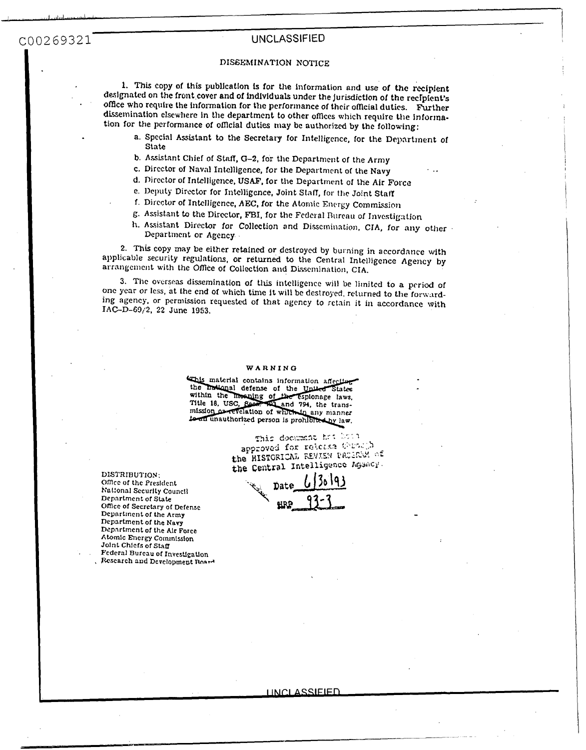C00269321

UNCLASSIFIED

## DISSEMINATION NOTICE

1. This copy of this publication is for the information and use of the recipient designated on the front cover and of individuals under the jurisdiction of the recipient's office who require the information for the performance of their official duties. Further dissemination elsewhere in the department to other offices which require the information for the performance of official duties may be authorized by the following:

   a. Special Assistant to the Secretary for Intelligence, for the Department of State

   b. Assistant Chief of Staff, G-2, for the Department of the Army

   c. Director of Naval Intelligence, for the Department of the Navy

   d. Director of Intelligence, USAF, for the Department of the Air Force

   e. Deputy Director for Intelligence, Joint Staff, for the Joint Staff

   f. Director of Intelligence, AEC, for the Atomic Energy Commission

   g. Assistant to the Director, FBI, for the Federal Bureau of Investigation

   h. Assistant Director for Collection and Dissemination, CIA, for any other Department or Agency

2. This copy may be either retained or destroyed by burning in accordance with applicable security regulations, or returned to the Central Intelligence Agency by arrangement with the Office of Collection and Dissemination, CIA.

3. The overseas dissemination of this intelligence will be limited to a period of one year or less, at the end of which time it will be destroyed, returned to the forwarding agency, or permission requested of that agency to retain it in accordance with IAC-D-69/2, 22 June 1953.

WARNING

~~This material contains information affecting the National defense of the United States within the meaning of the espionage laws, Title 18, USC, Secs. 793 and 794, the transmission or revelation of which in any manner to an unauthorized person is prohibited by law.~~

This document has been approved for release through the HISTORICAL REVIEW PROGRAM of the Central Intelligence Agency.

Date 6/30/93

HRP 93-3

DISTRIBUTION:
Office of the President
National Security Council
Department of State
Office of Secretary of Defense
Department of the Army
Department of the Navy
Department of the Air Force
Atomic Energy Commission
Joint Chiefs of Staff
Federal Bureau of Investigation
Research and Development Board

UNCLASSIFIED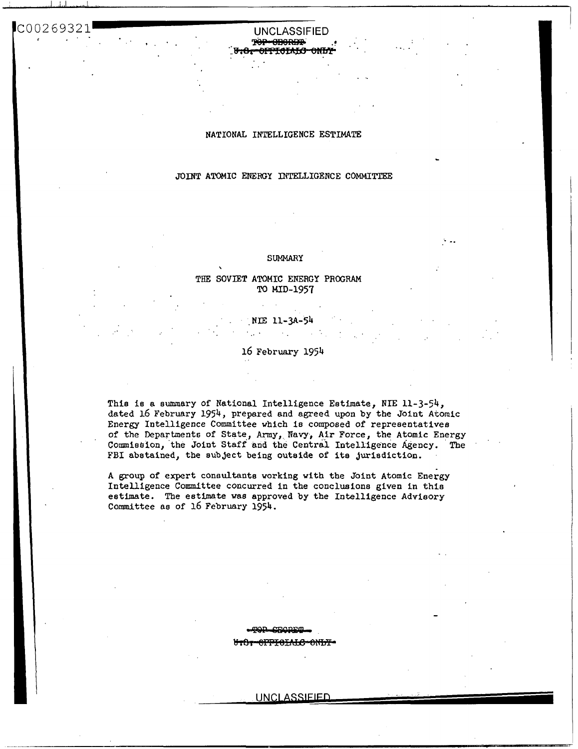C00269321

UNCLASSIFIED

~~TOP SECRET~~
~~U.S. OFFICIALS ONLY~~

NATIONAL INTELLIGENCE ESTIMATE

JOINT ATOMIC ENERGY INTELLIGENCE COMMITTEE

SUMMARY

THE SOVIET ATOMIC ENERGY PROGRAM
TO MID-1957

NIE 11-3A-54

16 February 1954

This is a summary of National Intelligence Estimate, NIE 11-3-54, dated 16 February 1954, prepared and agreed upon by the Joint Atomic Energy Intelligence Committee which is composed of representatives of the Departments of State, Army, Navy, Air Force, the Atomic Energy Commission, the Joint Staff and the Central Intelligence Agency. The FBI abstained, the subject being outside of its jurisdiction.

A group of expert consultants working with the Joint Atomic Energy Intelligence Committee concurred in the conclusions given in this estimate. The estimate was approved by the Intelligence Advisory Committee as of 16 February 1954.

~~TOP SECRET~~
~~U.S. OFFICIALS ONLY~~

UNCLASSIFIED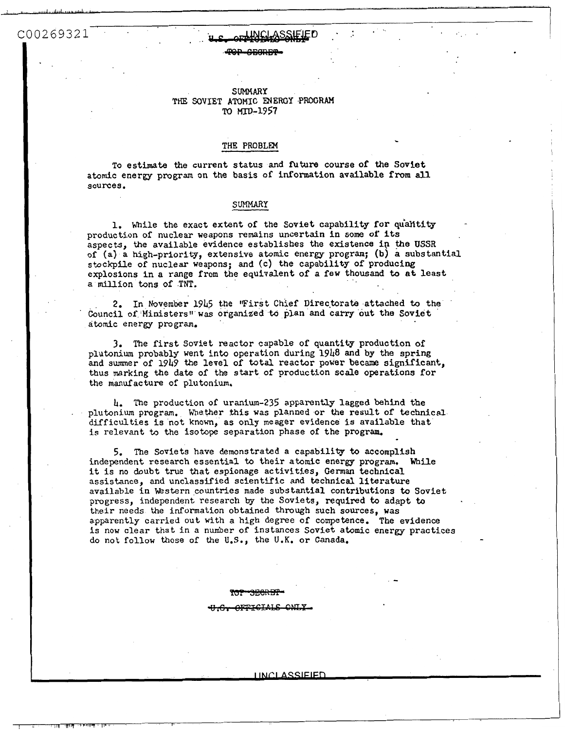SUMMARY
THE SOVIET ATOMIC ENERGY PROGRAM
TO MID-1957

## THE PROBLEM

To estimate the current status and future course of the Soviet atomic energy program on the basis of information available from all sources.

## SUMMARY

1. While the exact extent of the Soviet capability for quantity production of nuclear weapons remains uncertain in some of its aspects, the available evidence establishes the existence in the USSR of (a) a high-priority, extensive atomic energy program; (b) a substantial stockpile of nuclear weapons; and (c) the capability of producing explosions in a range from the equivalent of a few thousand to at least a million tons of TNT.

2. In November 1945 the "First Chief Directorate attached to the Council of Ministers" was organized to plan and carry out the Soviet atomic energy program.

3. The first Soviet reactor capable of quantity production of plutonium probably went into operation during 1948 and by the spring and summer of 1949 the level of total reactor power became significant, thus marking the date of the start of production scale operations for the manufacture of plutonium.

4. The production of uranium-235 apparently lagged behind the plutonium program. Whether this was planned or the result of technical difficulties is not known, as only meager evidence is available that is relevant to the isotope separation phase of the program.

5. The Soviets have demonstrated a capability to accomplish independent research essential to their atomic energy program. While it is no doubt true that espionage activities, German technical assistance, and unclassified scientific and technical literature available in Western countries made substantial contributions to Soviet progress, independent research by the Soviets, required to adapt to their needs the information obtained through such sources, was apparently carried out with a high degree of competence. The evidence is now clear that in a number of instances Soviet atomic energy practices do not follow those of the U.S., the U.K. or Canada.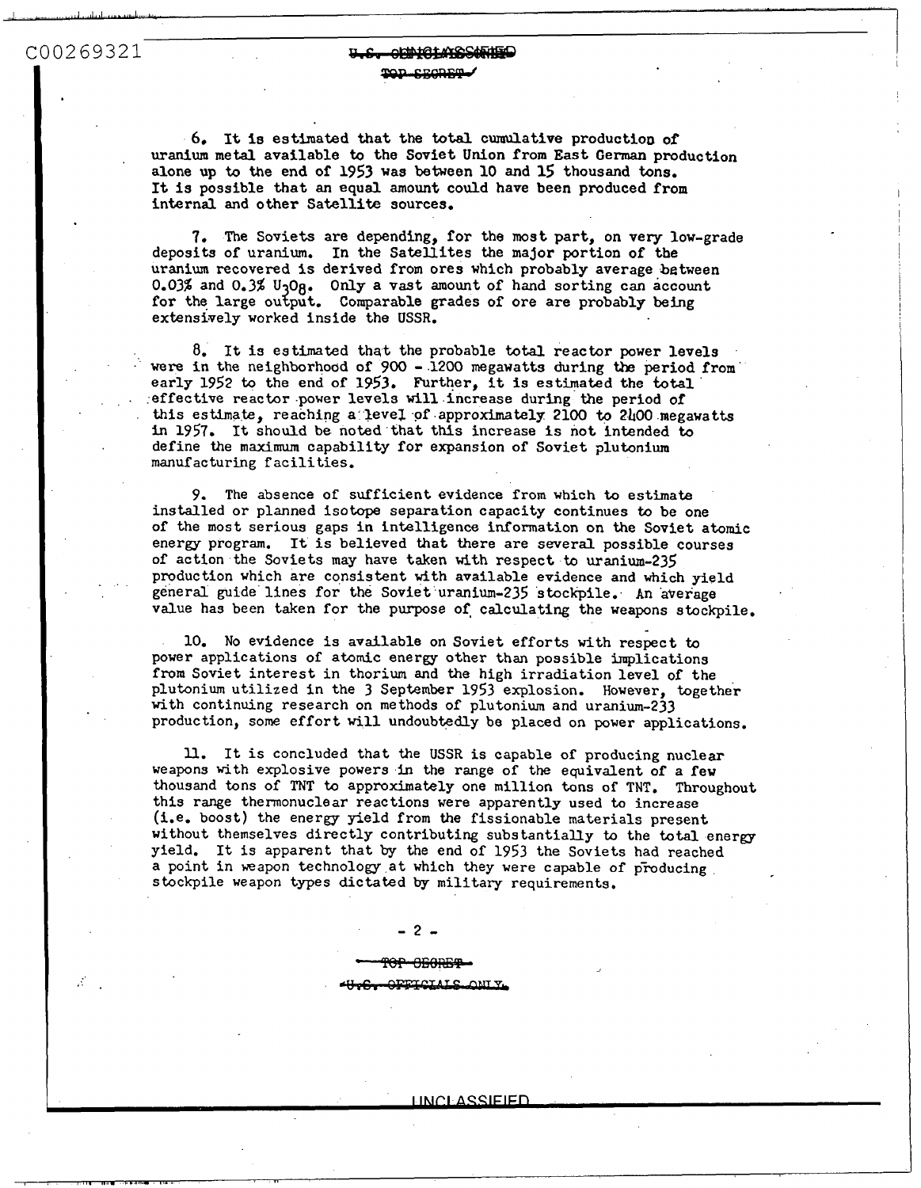6. It is estimated that the total cumulative production of uranium metal available to the Soviet Union from East German production alone up to the end of 1953 was between 10 and 15 thousand tons. It is possible that an equal amount could have been produced from internal and other Satellite sources.

7. The Soviets are depending, for the most part, on very low-grade deposits of uranium. In the Satellites the major portion of the uranium recovered is derived from ores which probably average between 0.03% and 0.3% $U_3O_8$. Only a vast amount of hand sorting can account for the large output. Comparable grades of ore are probably being extensively worked inside the USSR.

8. It is estimated that the probable total reactor power levels were in the neighborhood of 900 - 1200 megawatts during the period from early 1952 to the end of 1953. Further, it is estimated the total effective reactor power levels will increase during the period of this estimate, reaching a level of approximately 2100 to 2400 megawatts in 1957. It should be noted that this increase is not intended to define the maximum capability for expansion of Soviet plutonium manufacturing facilities.

9. The absence of sufficient evidence from which to estimate installed or planned isotope separation capacity continues to be one of the most serious gaps in intelligence information on the Soviet atomic energy program. It is believed that there are several possible courses of action the Soviets may have taken with respect to uranium-235 production which are consistent with available evidence and which yield general guide lines for the Soviet uranium-235 stockpile. An average value has been taken for the purpose of calculating the weapons stockpile.

10. No evidence is available on Soviet efforts with respect to power applications of atomic energy other than possible implications from Soviet interest in thorium and the high irradiation level of the plutonium utilized in the 3 September 1953 explosion. However, together with continuing research on methods of plutonium and uranium-233 production, some effort will undoubtedly be placed on power applications.

11. It is concluded that the USSR is capable of producing nuclear weapons with explosive powers in the range of the equivalent of a few thousand tons of TNT to approximately one million tons of TNT. Throughout this range thermonuclear reactions were apparently used to increase (i.e. boost) the energy yield from the fissionable materials present without themselves directly contributing substantially to the total energy yield. It is apparent that by the end of 1953 the Soviets had reached a point in weapon technology at which they were capable of producing stockpile weapon types dictated by military requirements.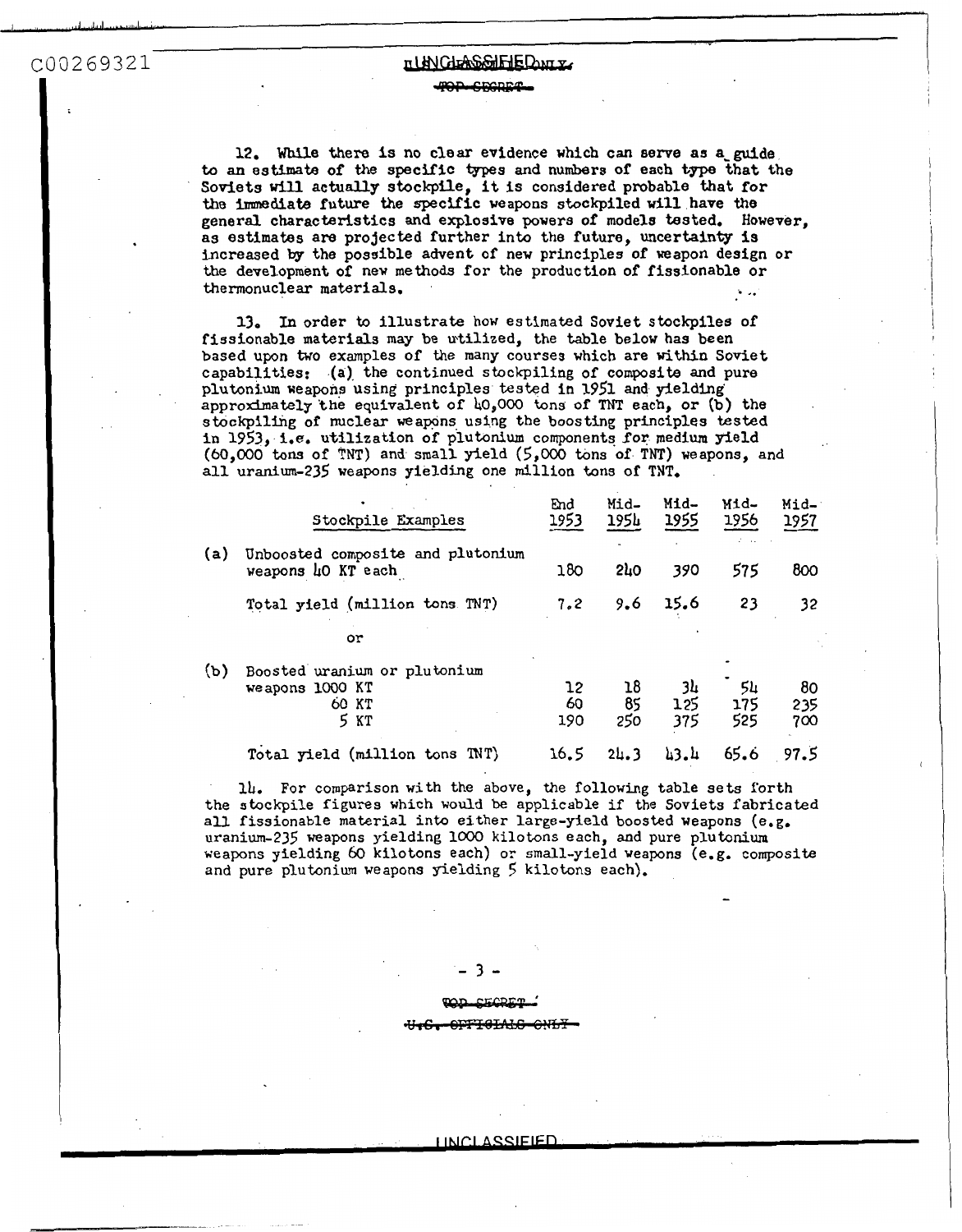12. While there is no clear evidence which can serve as a guide to an estimate of the specific types and numbers of each type that the Soviets will actually stockpile, it is considered probable that for the immediate future the specific weapons stockpiled will have the general characteristics and explosive powers of models tested. However, as estimates are projected further into the future, uncertainty is increased by the possible advent of new principles of weapon design or the development of new methods for the production of fissionable or thermonuclear materials.

13. In order to illustrate how estimated Soviet stockpiles of fissionable materials may be utilized, the table below has been based upon two examples of the many courses which are within Soviet capabilities: (a) the continued stockpiling of composite and pure plutonium weapons using principles tested in 1951 and yielding approximately the equivalent of 40,000 tons of TNT each, or (b) the stockpiling of nuclear weapons using the boosting principles tested in 1953, i.e. utilization of plutonium components for medium yield (60,000 tons of TNT) and small yield (5,000 tons of TNT) weapons, and all uranium-235 weapons yielding one million tons of TNT.

| Stockpile Examples | End 1953 | Mid-1954 | Mid-1955 | Mid-1956 | Mid-1957 |
|---|---|---|---|---|---|
| (a) Unboosted composite and plutonium weapons 40 KT each | 180 | 240 | 390 | 575 | 800 |
| Total yield (million tons TNT) | 7.2 | 9.6 | 15.6 | 23 | 32 |
| or | | | | | |
| (b) Boosted uranium or plutonium weapons 1000 KT | 12 | 18 | 34 | 54 | 80 |
| 60 KT | 60 | 85 | 125 | 175 | 235 |
| 5 KT | 190 | 250 | 375 | 525 | 700 |
| Total yield (million tons TNT) | 16.5 | 24.3 | 43.4 | 65.6 | 97.5 |

14. For comparison with the above, the following table sets forth the stockpile figures which would be applicable if the Soviets fabricated all fissionable material into either large-yield boosted weapons (e.g. uranium-235 weapons yielding 1000 kilotons each, and pure plutonium weapons yielding 60 kilotons each) or small-yield weapons (e.g. composite and pure plutonium weapons yielding 5 kilotons each).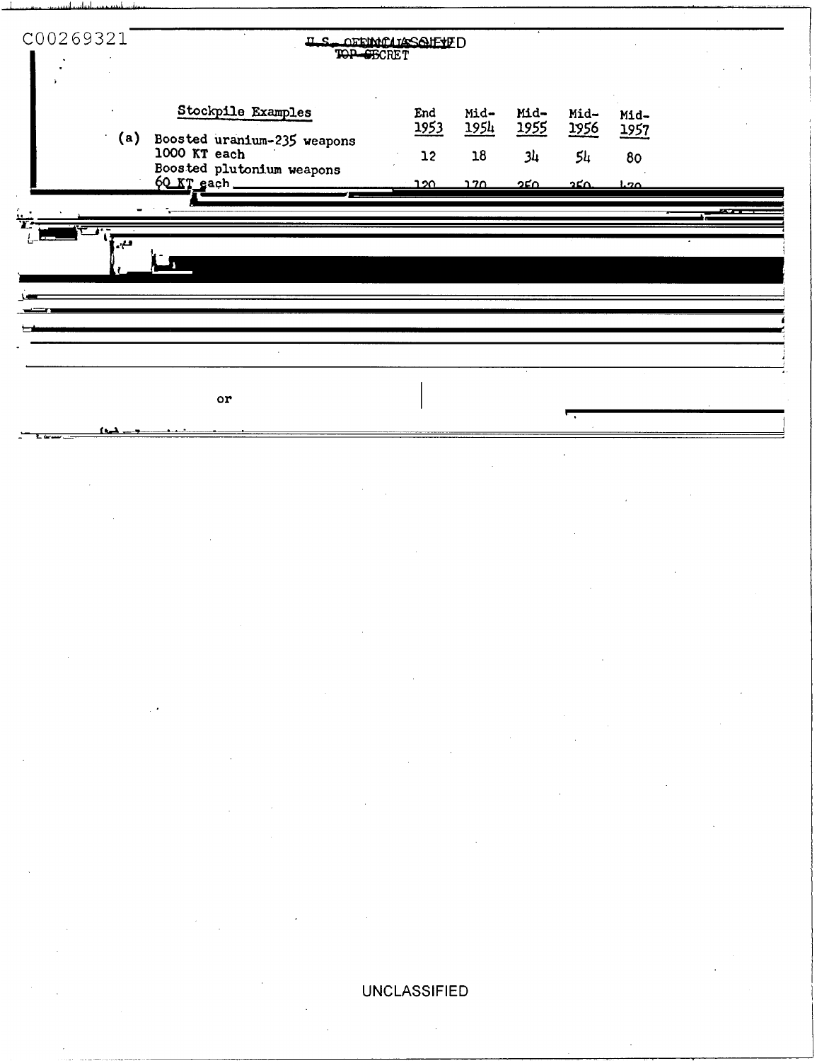## Stockpile Examples

| | End 1953 | Mid-1954 | Mid-1955 | Mid-1956 | Mid-1957 |
|---|---|---|---|---|---|
| (a) Boosted uranium-235 weapons 1000 KT each | 12 | 18 | 34 | 54 | 80 |
| Boosted plutonium weapons 60 KT each | 120 | 170 | 250 | 350 | 420 |

or